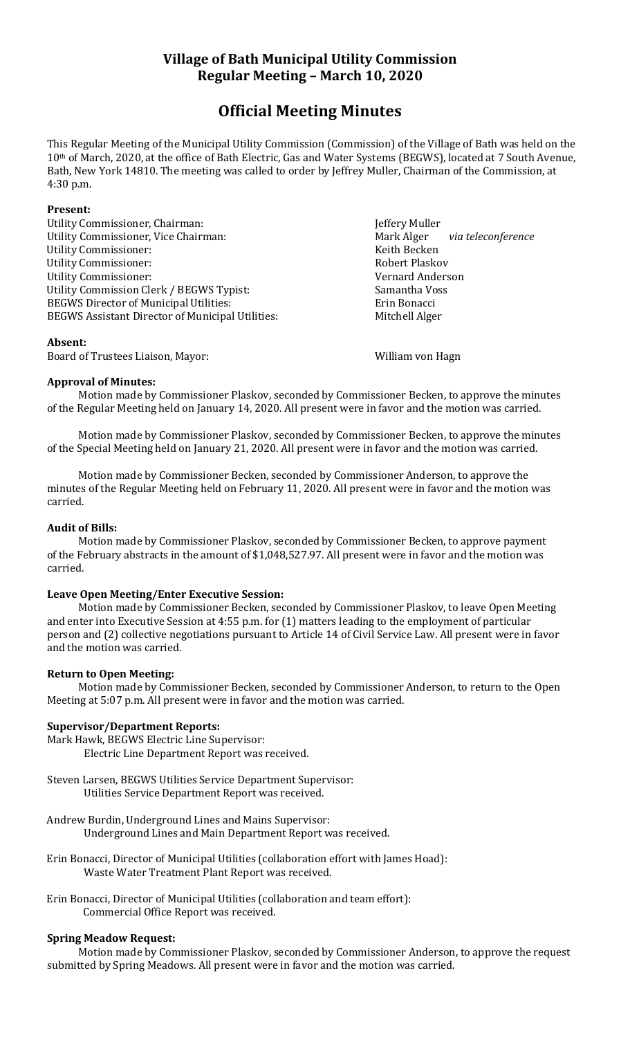**Village of Bath Municipal Utility Commission**
**Regular Meeting – March 10, 2020**

# Official Meeting Minutes

This Regular Meeting of the Municipal Utility Commission (Commission) of the Village of Bath was held on the 10th of March, 2020, at the office of Bath Electric, Gas and Water Systems (BEGWS), located at 7 South Avenue, Bath, New York 14810. The meeting was called to order by Jeffrey Muller, Chairman of the Commission, at 4:30 p.m.

**Present:**

| | |
|---|---|
| Utility Commissioner, Chairman: | Jeffery Muller |
| Utility Commissioner, Vice Chairman: | Mark Alger *via teleconference* |
| Utility Commissioner: | Keith Becken |
| Utility Commissioner: | Robert Plaskov |
| Utility Commissioner: | Vernard Anderson |
| Utility Commission Clerk / BEGWS Typist: | Samantha Voss |
| BEGWS Director of Municipal Utilities: | Erin Bonacci |
| BEGWS Assistant Director of Municipal Utilities: | Mitchell Alger |

**Absent:**

| | |
|---|---|
| Board of Trustees Liaison, Mayor: | William von Hagn |

**Approval of Minutes:**

Motion made by Commissioner Plaskov, seconded by Commissioner Becken, to approve the minutes of the Regular Meeting held on January 14, 2020. All present were in favor and the motion was carried.

Motion made by Commissioner Plaskov, seconded by Commissioner Becken, to approve the minutes of the Special Meeting held on January 21, 2020. All present were in favor and the motion was carried.

Motion made by Commissioner Becken, seconded by Commissioner Anderson, to approve the minutes of the Regular Meeting held on February 11, 2020. All present were in favor and the motion was carried.

**Audit of Bills:**

Motion made by Commissioner Plaskov, seconded by Commissioner Becken, to approve payment of the February abstracts in the amount of $1,048,527.97. All present were in favor and the motion was carried.

**Leave Open Meeting/Enter Executive Session:**

Motion made by Commissioner Becken, seconded by Commissioner Plaskov, to leave Open Meeting and enter into Executive Session at 4:55 p.m. for (1) matters leading to the employment of particular person and (2) collective negotiations pursuant to Article 14 of Civil Service Law. All present were in favor and the motion was carried.

**Return to Open Meeting:**

Motion made by Commissioner Becken, seconded by Commissioner Anderson, to return to the Open Meeting at 5:07 p.m. All present were in favor and the motion was carried.

**Supervisor/Department Reports:**

Mark Hawk, BEGWS Electric Line Supervisor:
Electric Line Department Report was received.

Steven Larsen, BEGWS Utilities Service Department Supervisor:
Utilities Service Department Report was received.

Andrew Burdin, Underground Lines and Mains Supervisor:
Underground Lines and Main Department Report was received.

Erin Bonacci, Director of Municipal Utilities (collaboration effort with James Hoad):
Waste Water Treatment Plant Report was received.

Erin Bonacci, Director of Municipal Utilities (collaboration and team effort):
Commercial Office Report was received.

**Spring Meadow Request:**

Motion made by Commissioner Plaskov, seconded by Commissioner Anderson, to approve the request submitted by Spring Meadows. All present were in favor and the motion was carried.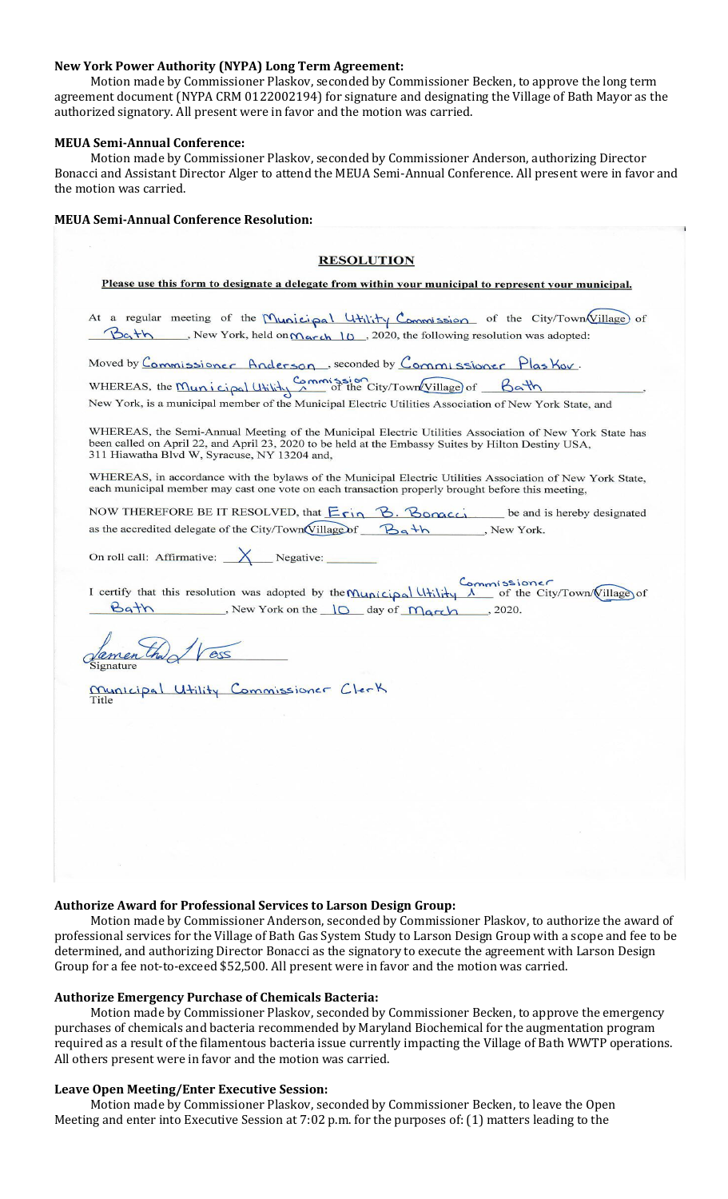**New York Power Authority (NYPA) Long Term Agreement:**

Motion made by Commissioner Plaskov, seconded by Commissioner Becken, to approve the long term agreement document (NYPA CRM 0122002194) for signature and designating the Village of Bath Mayor as the authorized signatory. All present were in favor and the motion was carried.

**MEUA Semi-Annual Conference:**

Motion made by Commissioner Plaskov, seconded by Commissioner Anderson, authorizing Director Bonacci and Assistant Director Alger to attend the MEUA Semi-Annual Conference. All present were in favor and the motion was carried.

**MEUA Semi-Annual Conference Resolution:**

**RESOLUTION**

**Please use this form to designate a delegate from within your municipal to represent your municipal.**

At a regular meeting of the Municipal Utility Commission of the City/Town/Village of Bath, New York, held on March 10, 2020, the following resolution was adopted:

Moved by Commissioner Anderson, seconded by Commissioner PlasKov.

WHEREAS, the Municipal Utility Commission of the City/Town/Village of Bath, New York, is a municipal member of the Municipal Electric Utilities Association of New York State, and

WHEREAS, the Semi-Annual Meeting of the Municipal Electric Utilities Association of New York State has been called on April 22, and April 23, 2020 to be held at the Embassy Suites by Hilton Destiny USA, 311 Hiawatha Blvd W, Syracuse, NY 13204 and,

WHEREAS, in accordance with the bylaws of the Municipal Electric Utilities Association of New York State, each municipal member may cast one vote on each transaction properly brought before this meeting,

NOW THEREFORE BE IT RESOLVED, that Erin B. Bonacci be and is hereby designated as the accredited delegate of the City/Town/Village of Bath, New York.

On roll call: Affirmative: X Negative: \_\_\_\_\_\_

I certify that this resolution was adopted by the Municipal Utility Commissioner of the City/Town/Village of Bath, New York on the 10 day of March, 2020.

Samantha Vess
Signature

Municipal Utility Commissioner Clerk
Title

**Authorize Award for Professional Services to Larson Design Group:**

Motion made by Commissioner Anderson, seconded by Commissioner Plaskov, to authorize the award of professional services for the Village of Bath Gas System Study to Larson Design Group with a scope and fee to be determined, and authorizing Director Bonacci as the signatory to execute the agreement with Larson Design Group for a fee not-to-exceed $52,500. All present were in favor and the motion was carried.

**Authorize Emergency Purchase of Chemicals Bacteria:**

Motion made by Commissioner Plaskov, seconded by Commissioner Becken, to approve the emergency purchases of chemicals and bacteria recommended by Maryland Biochemical for the augmentation program required as a result of the filamentous bacteria issue currently impacting the Village of Bath WWTP operations. All others present were in favor and the motion was carried.

**Leave Open Meeting/Enter Executive Session:**

Motion made by Commissioner Plaskov, seconded by Commissioner Becken, to leave the Open Meeting and enter into Executive Session at 7:02 p.m. for the purposes of: (1) matters leading to the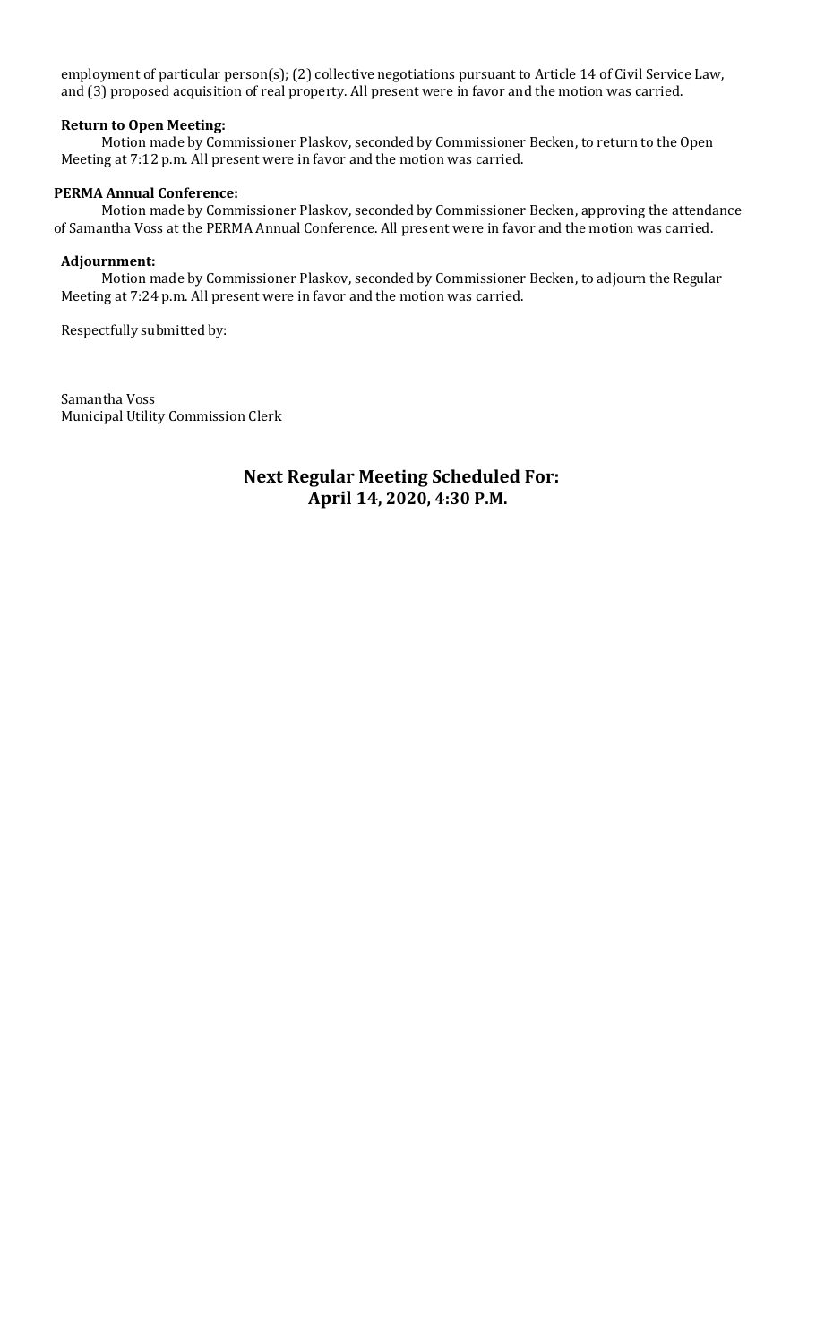employment of particular person(s); (2) collective negotiations pursuant to Article 14 of Civil Service Law, and (3) proposed acquisition of real property. All present were in favor and the motion was carried.

**Return to Open Meeting:**

Motion made by Commissioner Plaskov, seconded by Commissioner Becken, to return to the Open Meeting at 7:12 p.m. All present were in favor and the motion was carried.

**PERMA Annual Conference:**

Motion made by Commissioner Plaskov, seconded by Commissioner Becken, approving the attendance of Samantha Voss at the PERMA Annual Conference. All present were in favor and the motion was carried.

**Adjournment:**

Motion made by Commissioner Plaskov, seconded by Commissioner Becken, to adjourn the Regular Meeting at 7:24 p.m. All present were in favor and the motion was carried.

Respectfully submitted by:

Samantha Voss
Municipal Utility Commission Clerk

**Next Regular Meeting Scheduled For:**
**April 14, 2020, 4:30 P.M.**